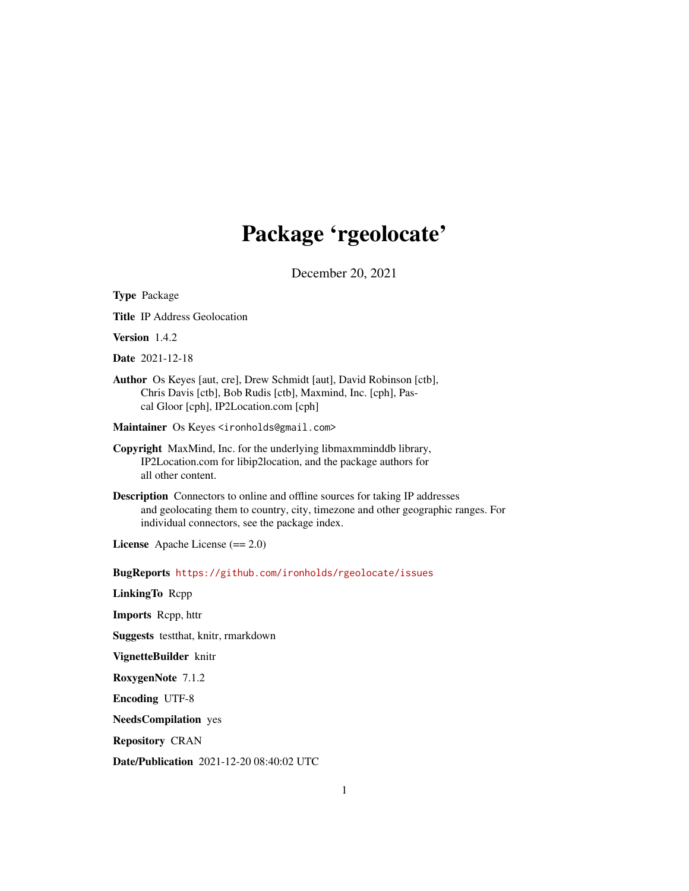# Package 'rgeolocate'

December 20, 2021

**Type** Package

**Title** IP Address Geolocation

**Version** 1.4.2

**Date** 2021-12-18

**Author** Os Keyes [aut, cre], Drew Schmidt [aut], David Robinson [ctb], Chris Davis [ctb], Bob Rudis [ctb], Maxmind, Inc. [cph], Pascal Gloor [cph], IP2Location.com [cph]

**Maintainer** Os Keyes <ironholds@gmail.com>

**Copyright** MaxMind, Inc. for the underlying libmaxmminddb library, IP2Location.com for libip2location, and the package authors for all other content.

**Description** Connectors to online and offline sources for taking IP addresses and geolocating them to country, city, timezone and other geographic ranges. For individual connectors, see the package index.

**License** Apache License (== 2.0)

**BugReports** https://github.com/ironholds/rgeolocate/issues

**LinkingTo** Rcpp

**Imports** Rcpp, httr

**Suggests** testthat, knitr, rmarkdown

**VignetteBuilder** knitr

**RoxygenNote** 7.1.2

**Encoding** UTF-8

**NeedsCompilation** yes

**Repository** CRAN

**Date/Publication** 2021-12-20 08:40:02 UTC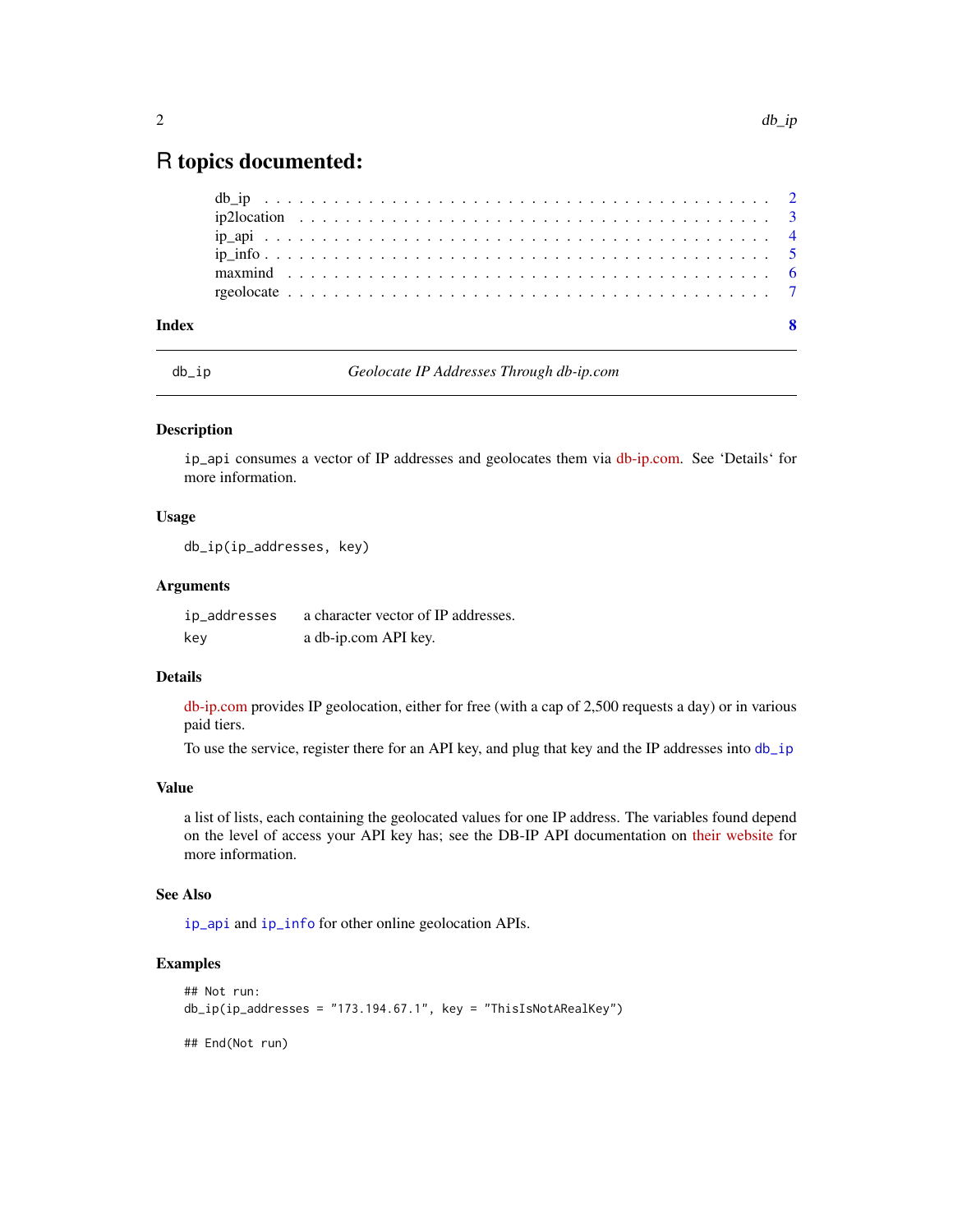# R topics documented:

- db_ip . . . . . . . . . . . . . . . . . . . . . . . . . . . . . . . . . . . . . . . . . 2
- ip2location . . . . . . . . . . . . . . . . . . . . . . . . . . . . . . . . . . . . . . 3
- ip_api . . . . . . . . . . . . . . . . . . . . . . . . . . . . . . . . . . . . . . . . . 4
- ip_info . . . . . . . . . . . . . . . . . . . . . . . . . . . . . . . . . . . . . . . . . 5
- maxmind . . . . . . . . . . . . . . . . . . . . . . . . . . . . . . . . . . . . . . . . 6
- rgeolocate . . . . . . . . . . . . . . . . . . . . . . . . . . . . . . . . . . . . . . . 7

**Index** 8

---

## db_ip — *Geolocate IP Addresses Through db-ip.com*

---

### Description

ip_api consumes a vector of IP addresses and geolocates them via db-ip.com. See 'Details' for more information.

### Usage

```
db_ip(ip_addresses, key)
```

### Arguments

| | |
|---|---|
| ip_addresses | a character vector of IP addresses. |
| key | a db-ip.com API key. |

### Details

db-ip.com provides IP geolocation, either for free (with a cap of 2,500 requests a day) or in various paid tiers.

To use the service, register there for an API key, and plug that key and the IP addresses into db_ip

### Value

a list of lists, each containing the geolocated values for one IP address. The variables found depend on the level of access your API key has; see the DB-IP API documentation on their website for more information.

### See Also

ip_api and ip_info for other online geolocation APIs.

### Examples

```
## Not run:
db_ip(ip_addresses = "173.194.67.1", key = "ThisIsNotARealKey")

## End(Not run)
```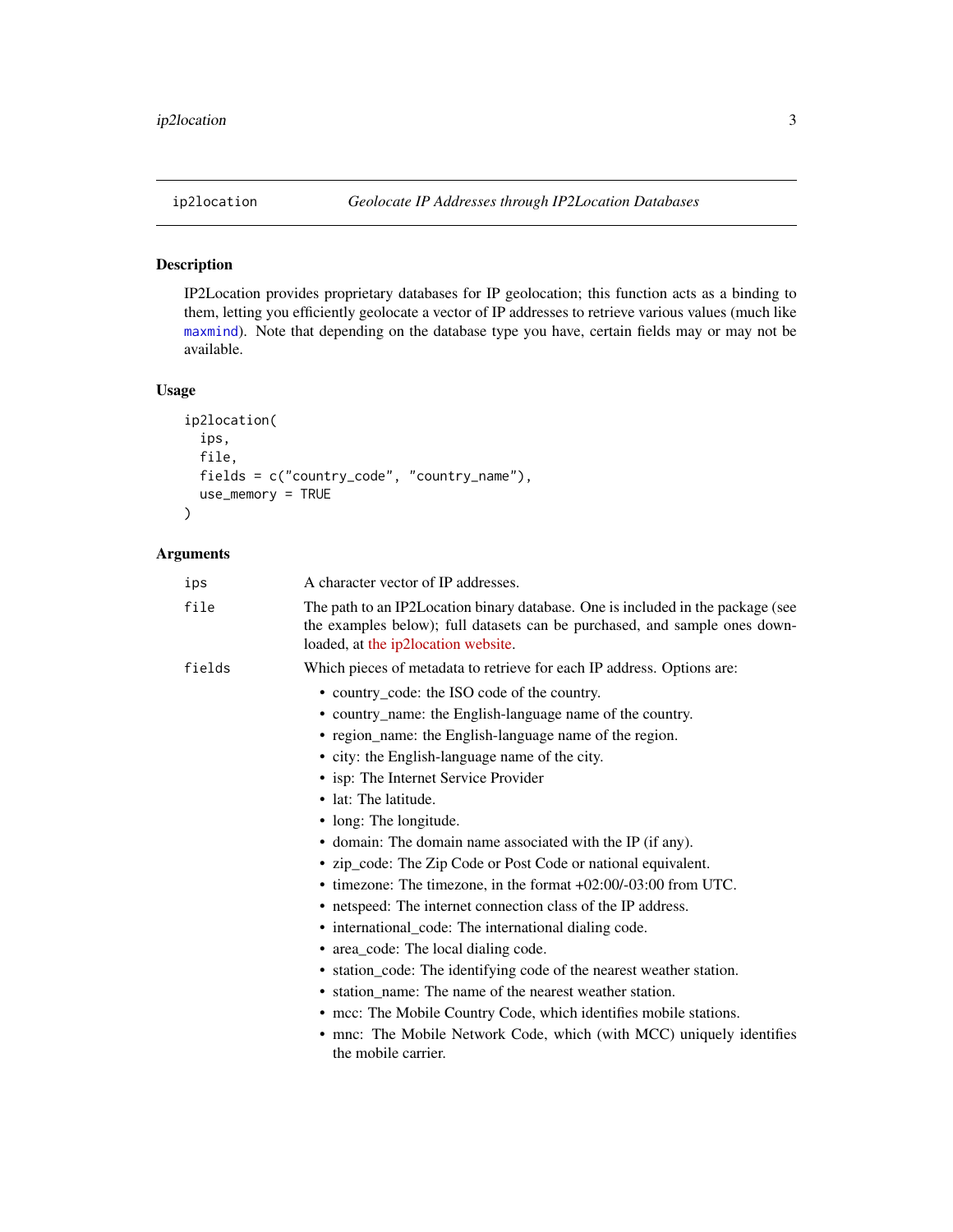## ip2location — *Geolocate IP Addresses through IP2Location Databases*

### Description

IP2Location provides proprietary databases for IP geolocation; this function acts as a binding to them, letting you efficiently geolocate a vector of IP addresses to retrieve various values (much like `maxmind`). Note that depending on the database type you have, certain fields may or may not be available.

### Usage

```
ip2location(
  ips,
  file,
  fields = c("country_code", "country_name"),
  use_memory = TRUE
)
```

### Arguments

`ips` — A character vector of IP addresses.

`file` — The path to an IP2Location binary database. One is included in the package (see the examples below); full datasets can be purchased, and sample ones downloaded, at the ip2location website.

`fields` — Which pieces of metadata to retrieve for each IP address. Options are:

- country_code: the ISO code of the country.
- country_name: the English-language name of the country.
- region_name: the English-language name of the region.
- city: the English-language name of the city.
- isp: The Internet Service Provider
- lat: The latitude.
- long: The longitude.
- domain: The domain name associated with the IP (if any).
- zip_code: The Zip Code or Post Code or national equivalent.
- timezone: The timezone, in the format +02:00/-03:00 from UTC.
- netspeed: The internet connection class of the IP address.
- international_code: The international dialing code.
- area_code: The local dialing code.
- station_code: The identifying code of the nearest weather station.
- station_name: The name of the nearest weather station.
- mcc: The Mobile Country Code, which identifies mobile stations.
- mnc: The Mobile Network Code, which (with MCC) uniquely identifies the mobile carrier.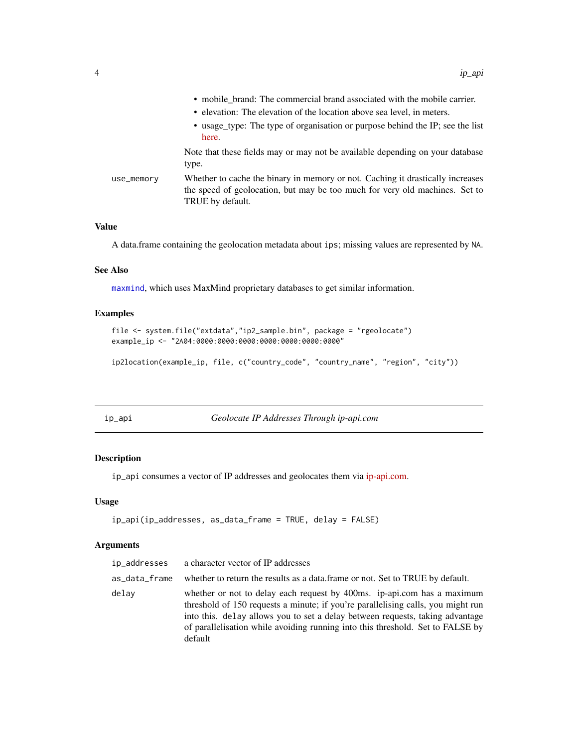- mobile_brand: The commercial brand associated with the mobile carrier.
- elevation: The elevation of the location above sea level, in meters.
- usage_type: The type of organisation or purpose behind the IP; see the list here.

Note that these fields may or may not be available depending on your database type.

use_memory
: Whether to cache the binary in memory or not. Caching it drastically increases the speed of geolocation, but may be too much for very old machines. Set to TRUE by default.

### Value

A data.frame containing the geolocation metadata about `ips`; missing values are represented by `NA`.

### See Also

`maxmind`, which uses MaxMind proprietary databases to get similar information.

### Examples

```
file <- system.file("extdata","ip2_sample.bin", package = "rgeolocate")
example_ip <- "2A04:0000:0000:0000:0000:0000:0000:0000"

ip2location(example_ip, file, c("country_code", "country_name", "region", "city"))
```

---

## ip_api — *Geolocate IP Addresses Through ip-api.com*

### Description

`ip_api` consumes a vector of IP addresses and geolocates them via ip-api.com.

### Usage

```
ip_api(ip_addresses, as_data_frame = TRUE, delay = FALSE)
```

### Arguments

| Argument | Description |
|---|---|
| `ip_addresses` | a character vector of IP addresses |
| `as_data_frame` | whether to return the results as a data.frame or not. Set to TRUE by default. |
| `delay` | whether or not to delay each request by 400ms. ip-api.com has a maximum threshold of 150 requests a minute; if you're parallelising calls, you might run into this. `delay` allows you to set a delay between requests, taking advantage of parallelisation while avoiding running into this threshold. Set to FALSE by default |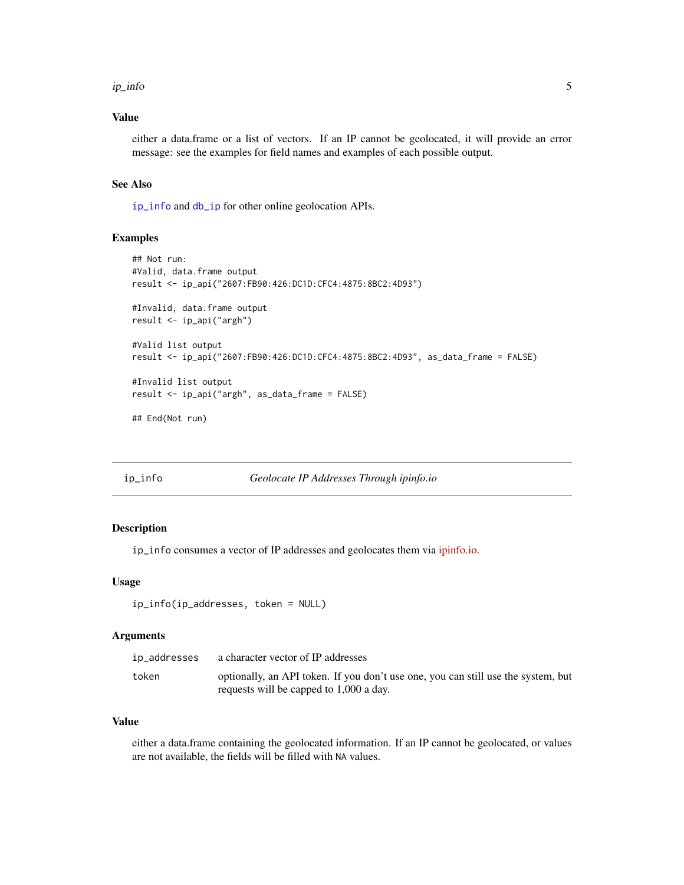### Value

either a data.frame or a list of vectors. If an IP cannot be geolocated, it will provide an error message: see the examples for field names and examples of each possible output.

### See Also

ip_info and db_ip for other online geolocation APIs.

### Examples

```
## Not run:
#Valid, data.frame output
result <- ip_api("2607:FB90:426:DC1D:CFC4:4875:8BC2:4D93")

#Invalid, data.frame output
result <- ip_api("argh")

#Valid list output
result <- ip_api("2607:FB90:426:DC1D:CFC4:4875:8BC2:4D93", as_data_frame = FALSE)

#Invalid list output
result <- ip_api("argh", as_data_frame = FALSE)

## End(Not run)
```

---

## ip_info — *Geolocate IP Addresses Through ipinfo.io*

### Description

ip_info consumes a vector of IP addresses and geolocates them via ipinfo.io.

### Usage

```
ip_info(ip_addresses, token = NULL)
```

### Arguments

| | |
|---|---|
| ip_addresses | a character vector of IP addresses |
| token | optionally, an API token. If you don't use one, you can still use the system, but requests will be capped to 1,000 a day. |

### Value

either a data.frame containing the geolocated information. If an IP cannot be geolocated, or values are not available, the fields will be filled with NA values.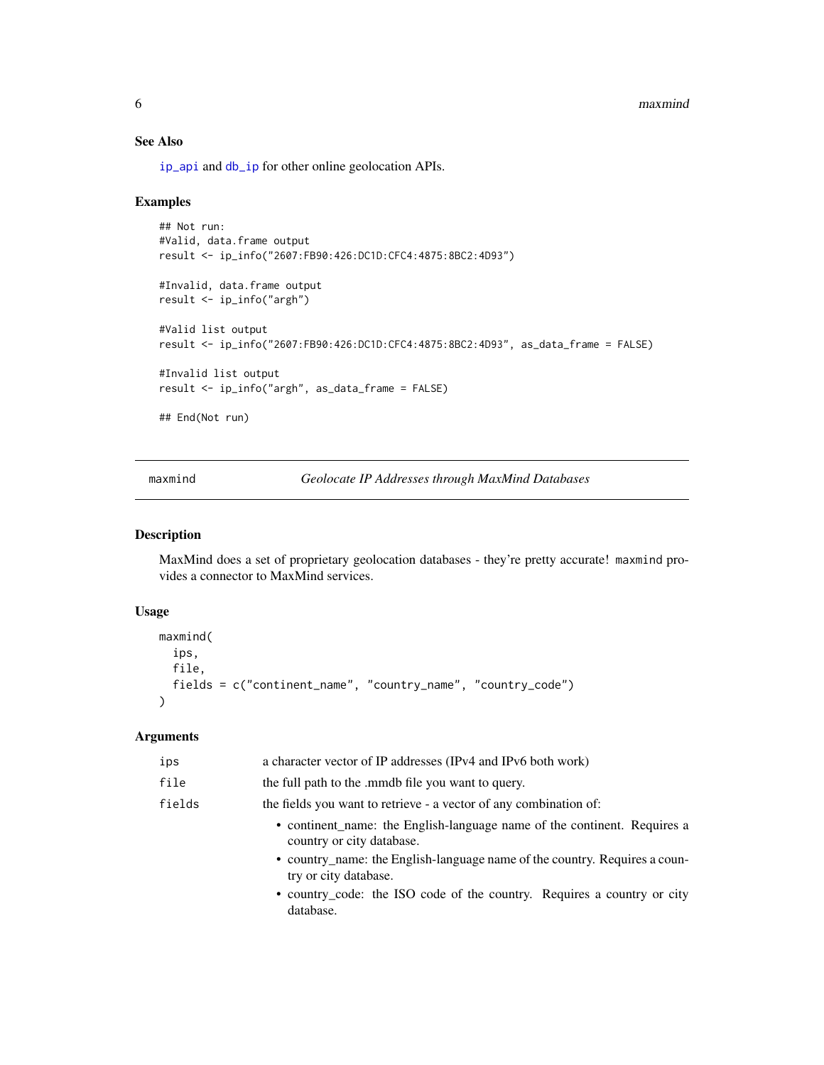### See Also

ip_api and db_ip for other online geolocation APIs.

### Examples

```
## Not run:
#Valid, data.frame output
result <- ip_info("2607:FB90:426:DC1D:CFC4:4875:8BC2:4D93")

#Invalid, data.frame output
result <- ip_info("argh")

#Valid list output
result <- ip_info("2607:FB90:426:DC1D:CFC4:4875:8BC2:4D93", as_data_frame = FALSE)

#Invalid list output
result <- ip_info("argh", as_data_frame = FALSE)

## End(Not run)
```

---

## maxmind — *Geolocate IP Addresses through MaxMind Databases*

---

### Description

MaxMind does a set of proprietary geolocation databases - they're pretty accurate! `maxmind` provides a connector to MaxMind services.

### Usage

```
maxmind(
  ips,
  file,
  fields = c("continent_name", "country_name", "country_code")
)
```

### Arguments

| | |
|---|---|
| ips | a character vector of IP addresses (IPv4 and IPv6 both work) |
| file | the full path to the .mmdb file you want to query. |
| fields | the fields you want to retrieve - a vector of any combination of:<br>• continent_name: the English-language name of the continent. Requires a country or city database.<br>• country_name: the English-language name of the country. Requires a country or city database.<br>• country_code: the ISO code of the country. Requires a country or city database. |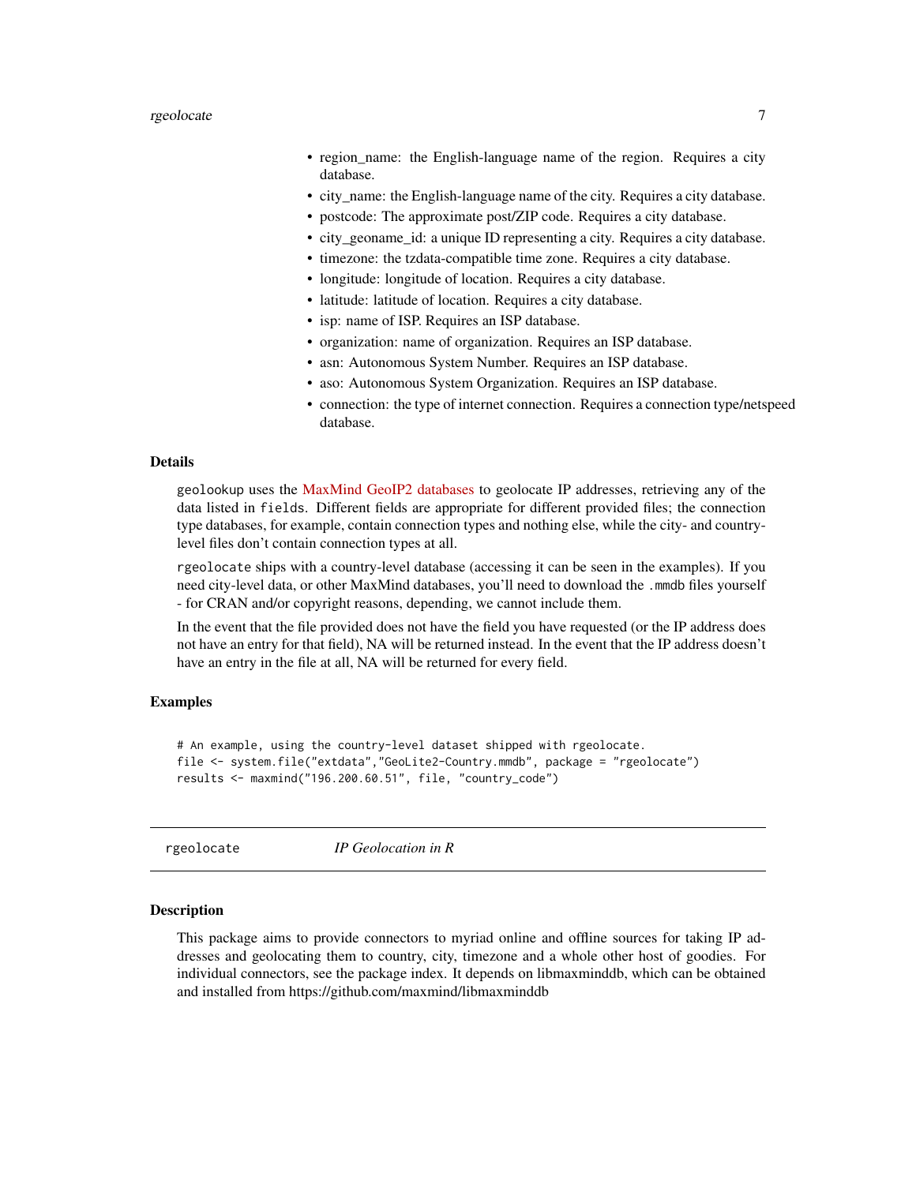- region_name: the English-language name of the region. Requires a city database.
- city_name: the English-language name of the city. Requires a city database.
- postcode: The approximate post/ZIP code. Requires a city database.
- city_geoname_id: a unique ID representing a city. Requires a city database.
- timezone: the tzdata-compatible time zone. Requires a city database.
- longitude: longitude of location. Requires a city database.
- latitude: latitude of location. Requires a city database.
- isp: name of ISP. Requires an ISP database.
- organization: name of organization. Requires an ISP database.
- asn: Autonomous System Number. Requires an ISP database.
- aso: Autonomous System Organization. Requires an ISP database.
- connection: the type of internet connection. Requires a connection type/netspeed database.

### Details

`geolookup` uses the MaxMind GeoIP2 databases to geolocate IP addresses, retrieving any of the data listed in `fields`. Different fields are appropriate for different provided files; the connection type databases, for example, contain connection types and nothing else, while the city- and country-level files don't contain connection types at all.

`rgeolocate` ships with a country-level database (accessing it can be seen in the examples). If you need city-level data, or other MaxMind databases, you'll need to download the `.mmdb` files yourself - for CRAN and/or copyright reasons, depending, we cannot include them.

In the event that the file provided does not have the field you have requested (or the IP address does not have an entry for that field), NA will be returned instead. In the event that the IP address doesn't have an entry in the file at all, NA will be returned for every field.

### Examples

```
# An example, using the country-level dataset shipped with rgeolocate.
file <- system.file("extdata","GeoLite2-Country.mmdb", package = "rgeolocate")
results <- maxmind("196.200.60.51", file, "country_code")
```

---

## rgeolocate *IP Geolocation in R*

---

### Description

This package aims to provide connectors to myriad online and offline sources for taking IP addresses and geolocating them to country, city, timezone and a whole other host of goodies. For individual connectors, see the package index. It depends on libmaxminddb, which can be obtained and installed from https://github.com/maxmind/libmaxminddb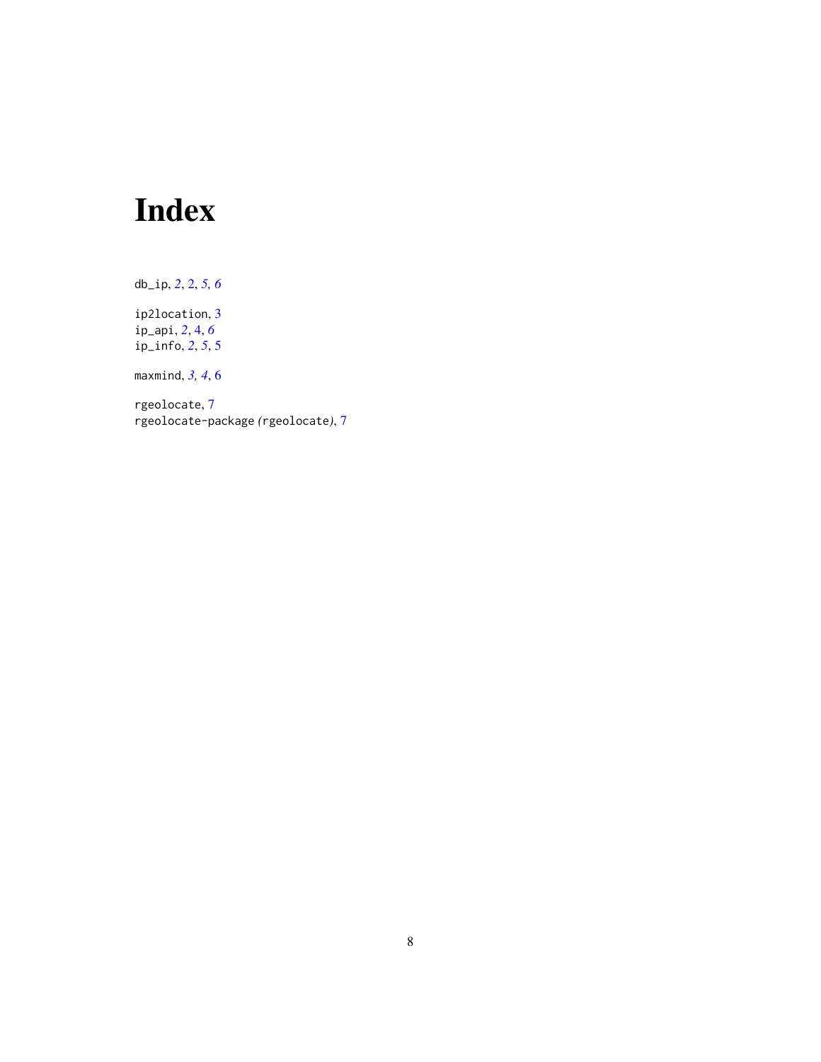# Index

db_ip, *2*, 2, *5, 6*

ip2location, 3
ip_api, *2*, 4, *6*
ip_info, *2*, *5*, 5

maxmind, *3, 4*, 6

rgeolocate, 7
rgeolocate-package *(*rgeolocate*)*, 7